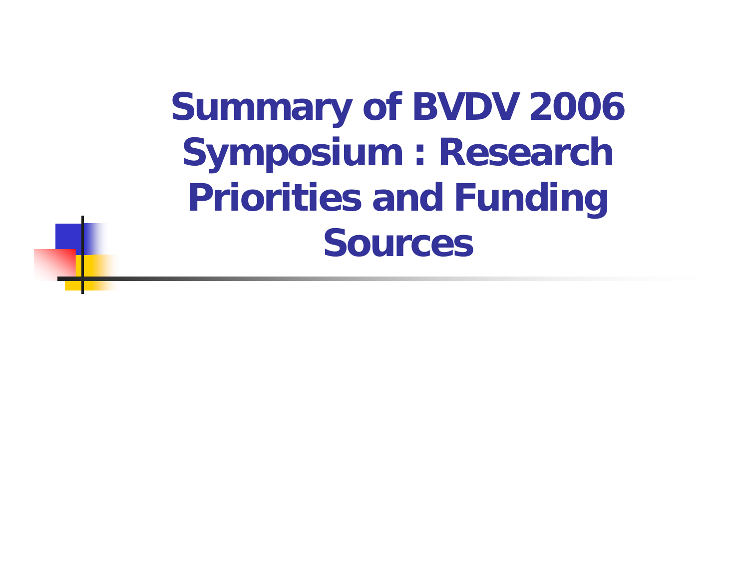# Summary of BVDV 2006 Symposium : Research Priorities and Funding Sources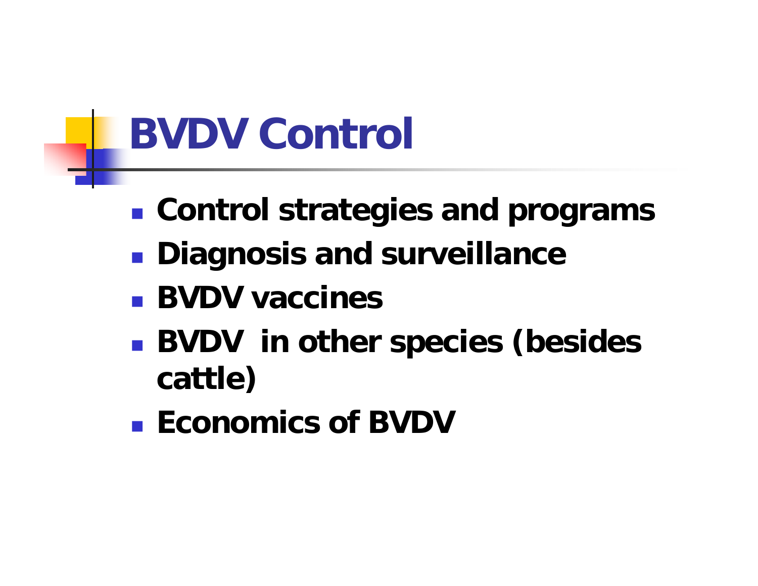# BVDV Control

- **Control strategies and programs**
- **Diagnosis and surveillance**
- **BVDV vaccines**
- **BVDV in other species (besides cattle)**
- **Economics of BVDV**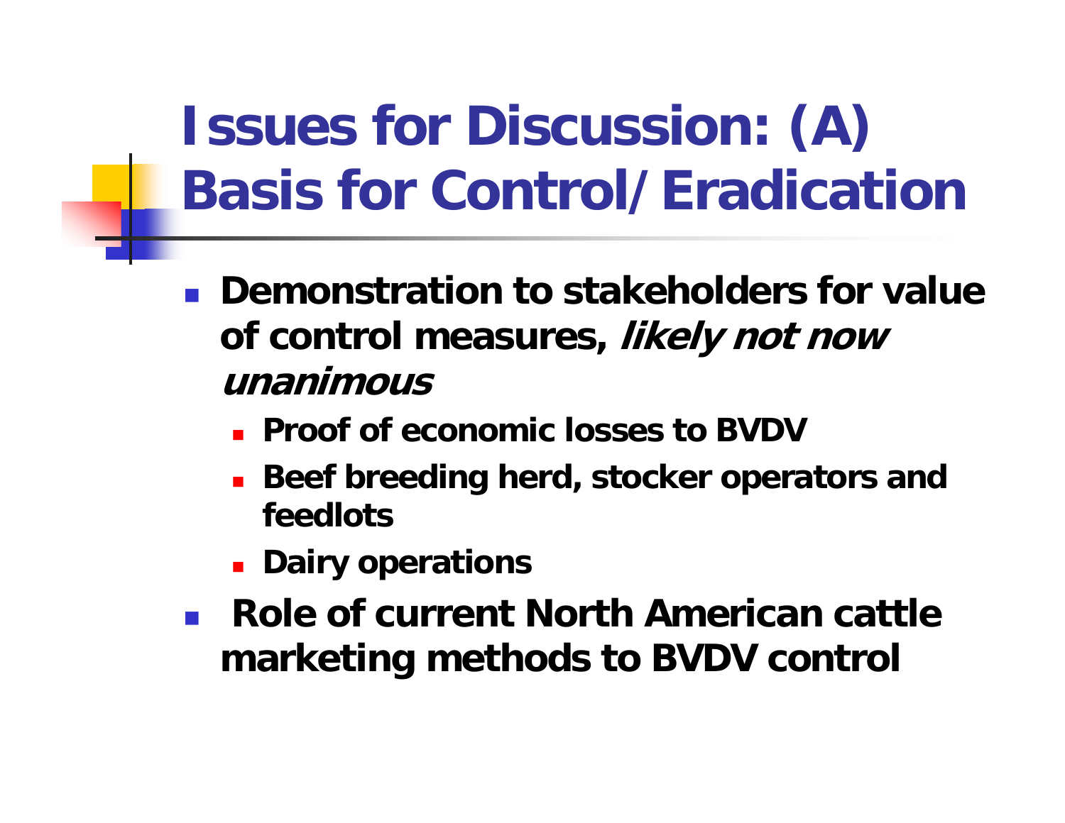# Issues for Discussion: (A) Basis for Control/Eradication

- **Demonstration to stakeholders for value of control measures, *likely not now unanimous***
  - **Proof of economic losses to BVDV**
  - **Beef breeding herd, stocker operators and feedlots**
  - **Dairy operations**
- **Role of current North American cattle marketing methods to BVDV control**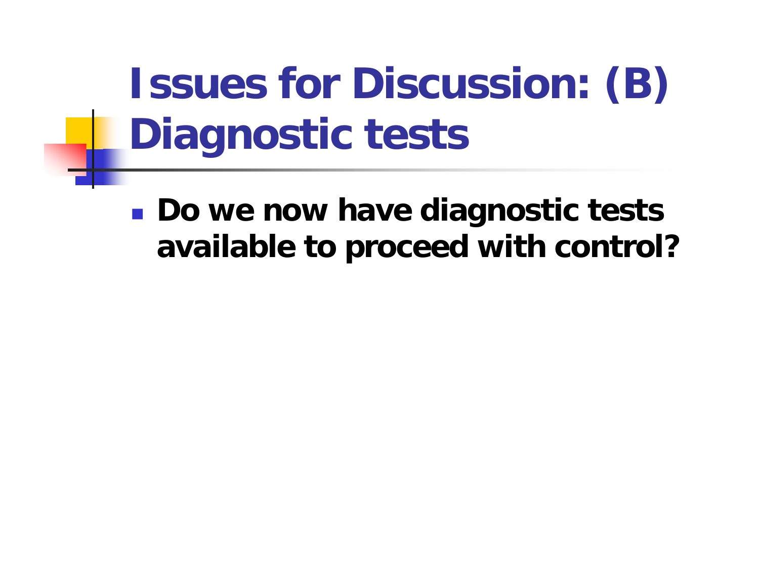# Issues for Discussion: (B) Diagnostic tests

- **Do we now have diagnostic tests available to proceed with control?**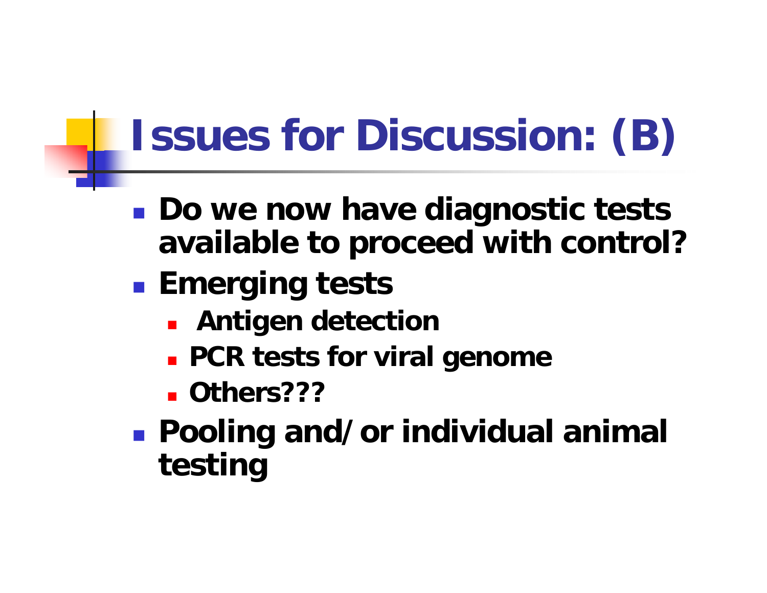# Issues for Discussion: (B)

- **Do we now have diagnostic tests available to proceed with control?**
- **Emerging tests**
  - **Antigen detection**
  - **PCR tests for viral genome**
  - **Others???**
- **Pooling and/or individual animal testing**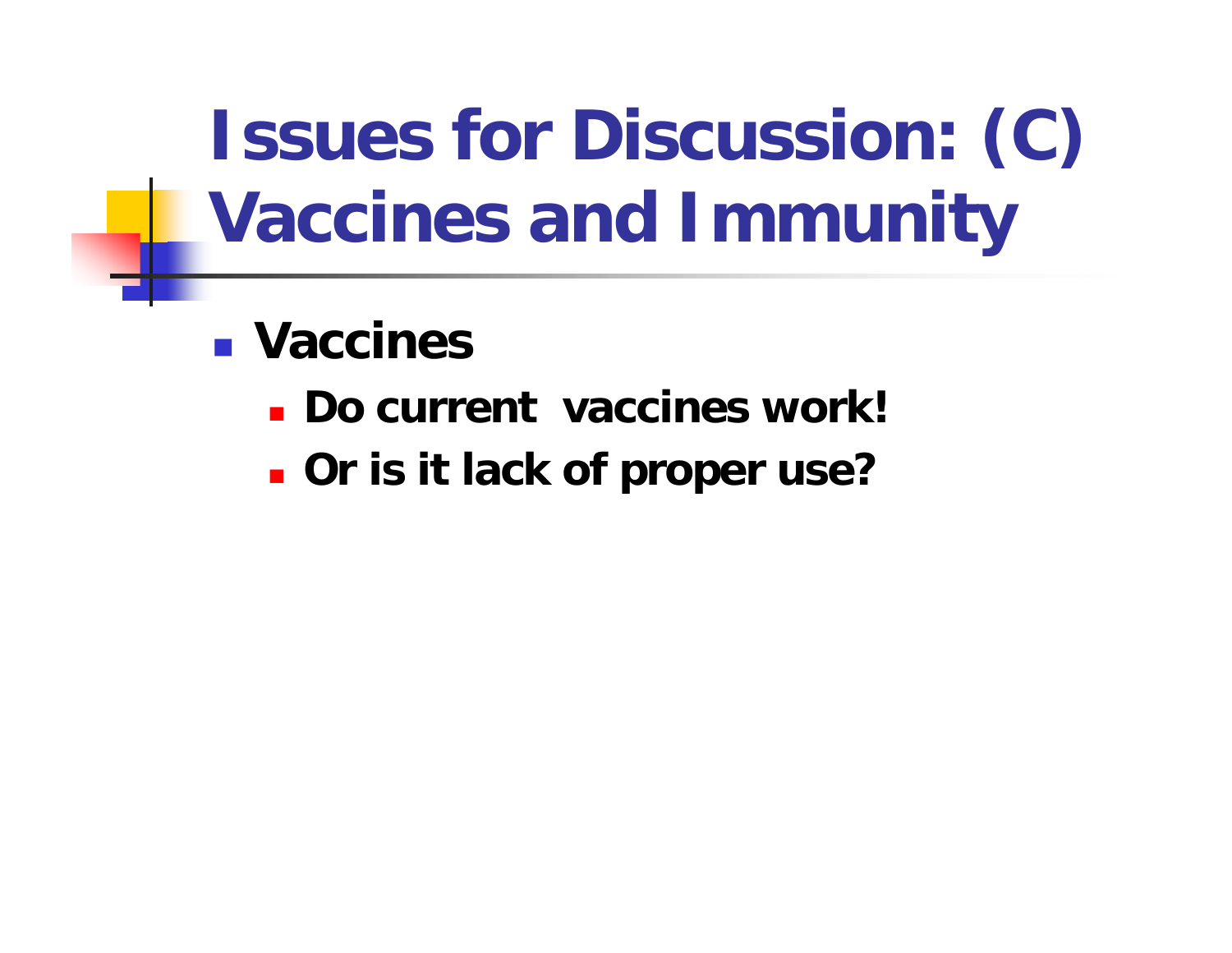# Issues for Discussion: (C) Vaccines and Immunity

- **Vaccines**
  - **Do current  vaccines work!**
  - **Or is it lack of proper use?**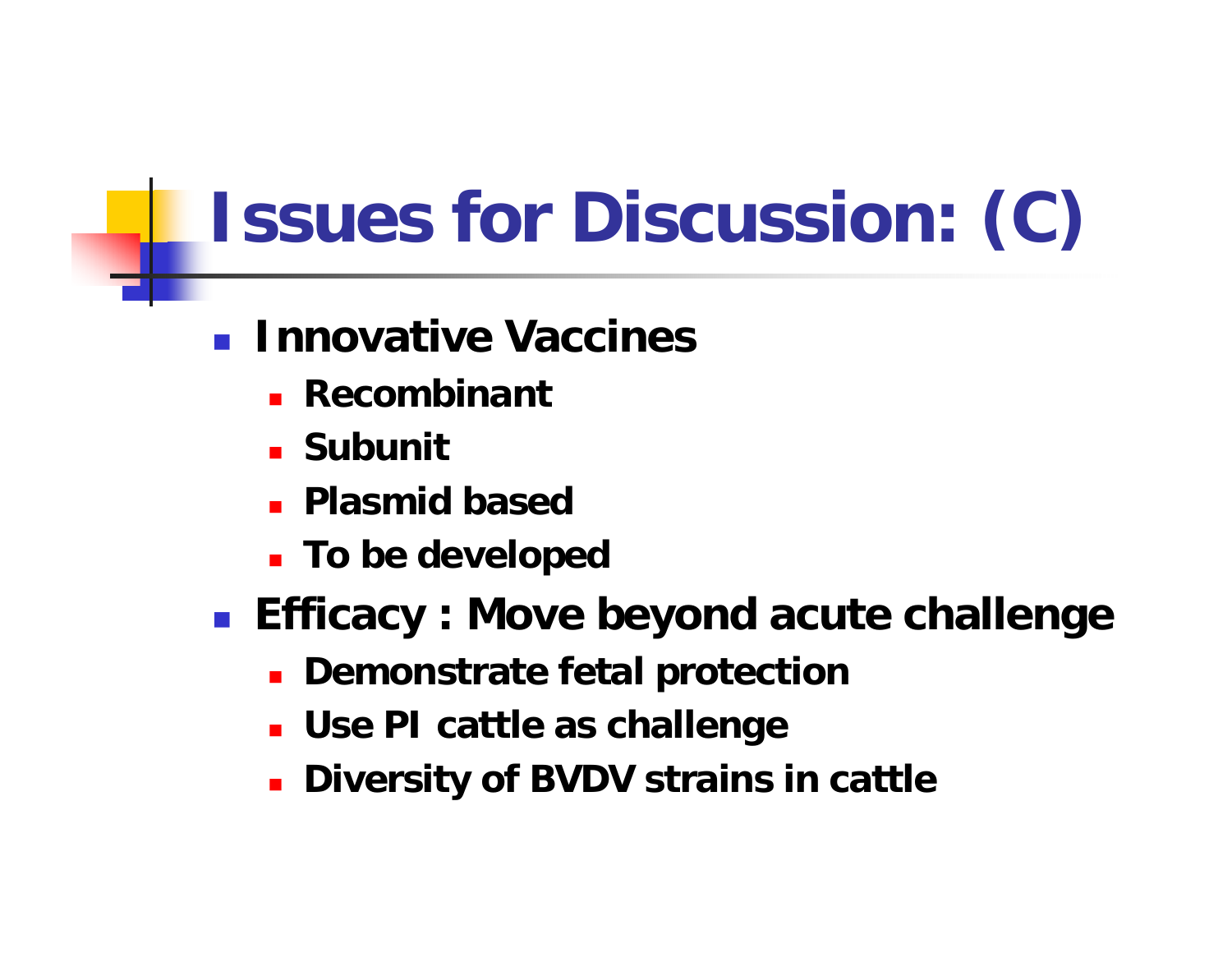# Issues for Discussion: (C)

- **Innovative Vaccines**
  - **Recombinant**
  - **Subunit**
  - **Plasmid based**
  - **To be developed**
- **Efficacy : Move beyond acute challenge**
  - **Demonstrate fetal protection**
  - **Use PI cattle as challenge**
  - **Diversity of BVDV strains in cattle**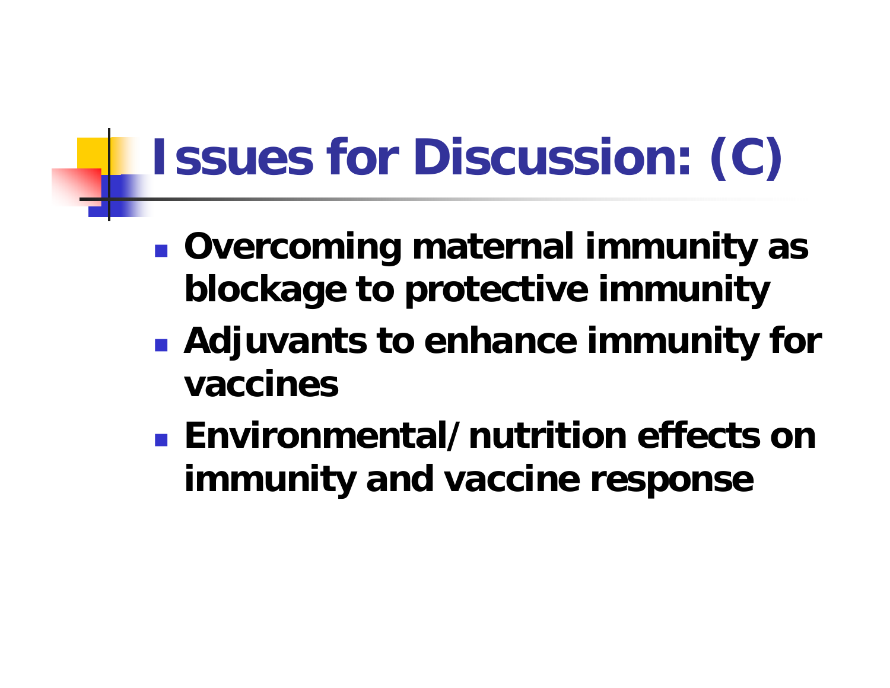# Issues for Discussion: (C)

- **Overcoming maternal immunity as blockage to protective immunity**
- **Adjuvants to enhance immunity for vaccines**
- **Environmental/nutrition effects on immunity and vaccine response**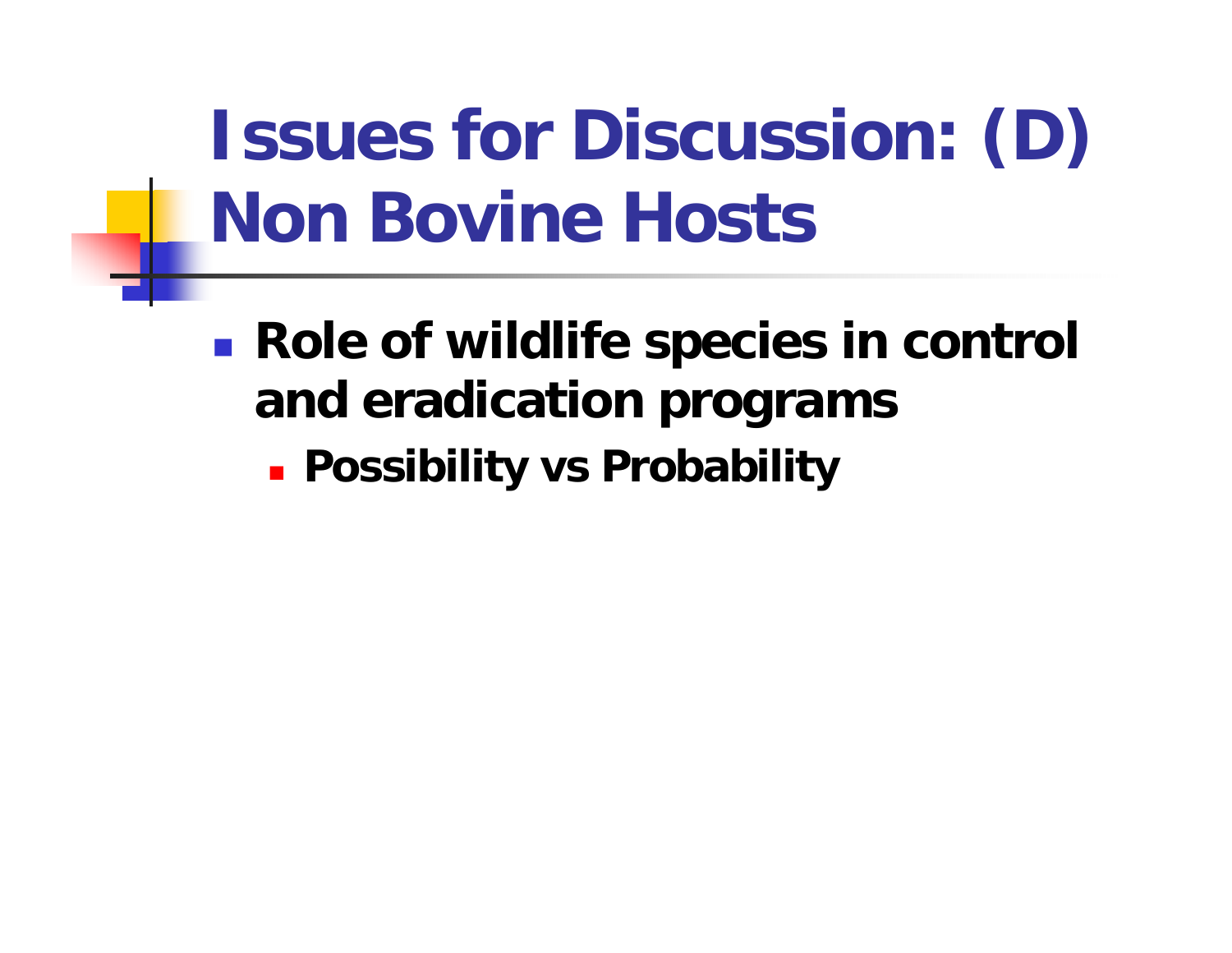# Issues for Discussion: (D) Non Bovine Hosts

- **Role of wildlife species in control and eradication programs**
  - **Possibility vs Probability**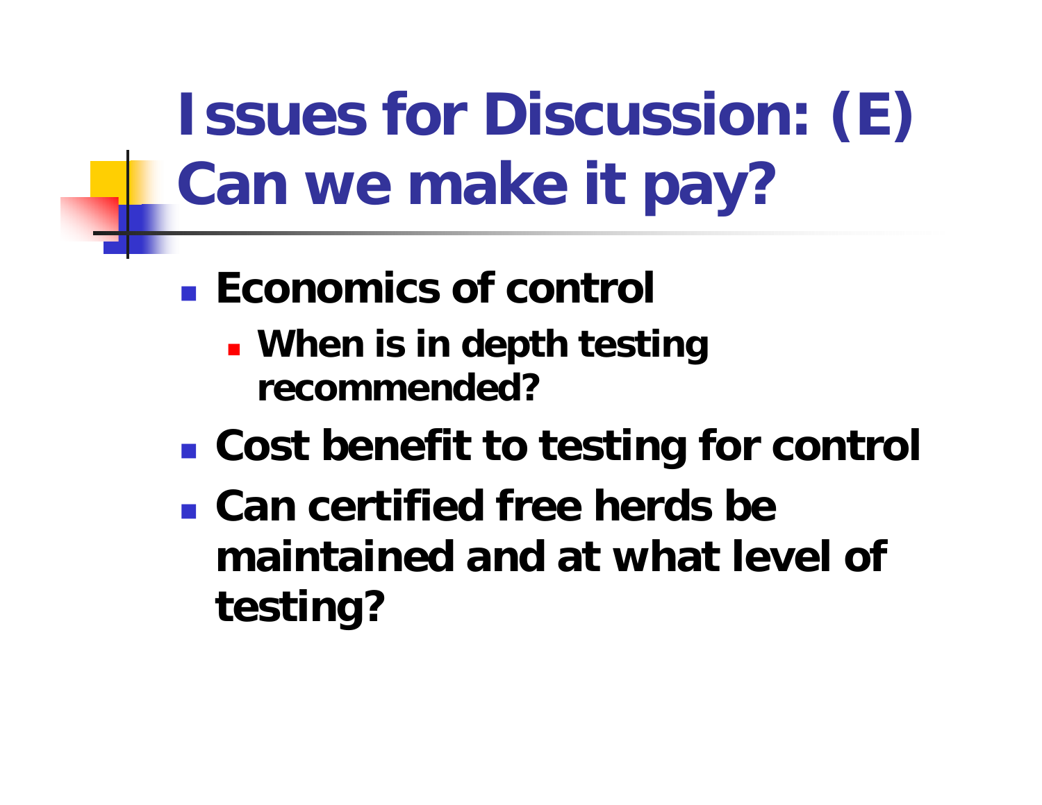# Issues for Discussion: (E) Can we make it pay?

- Economics of control
  - When is in depth testing recommended?
- Cost benefit to testing for control
- Can certified free herds be maintained and at what level of testing?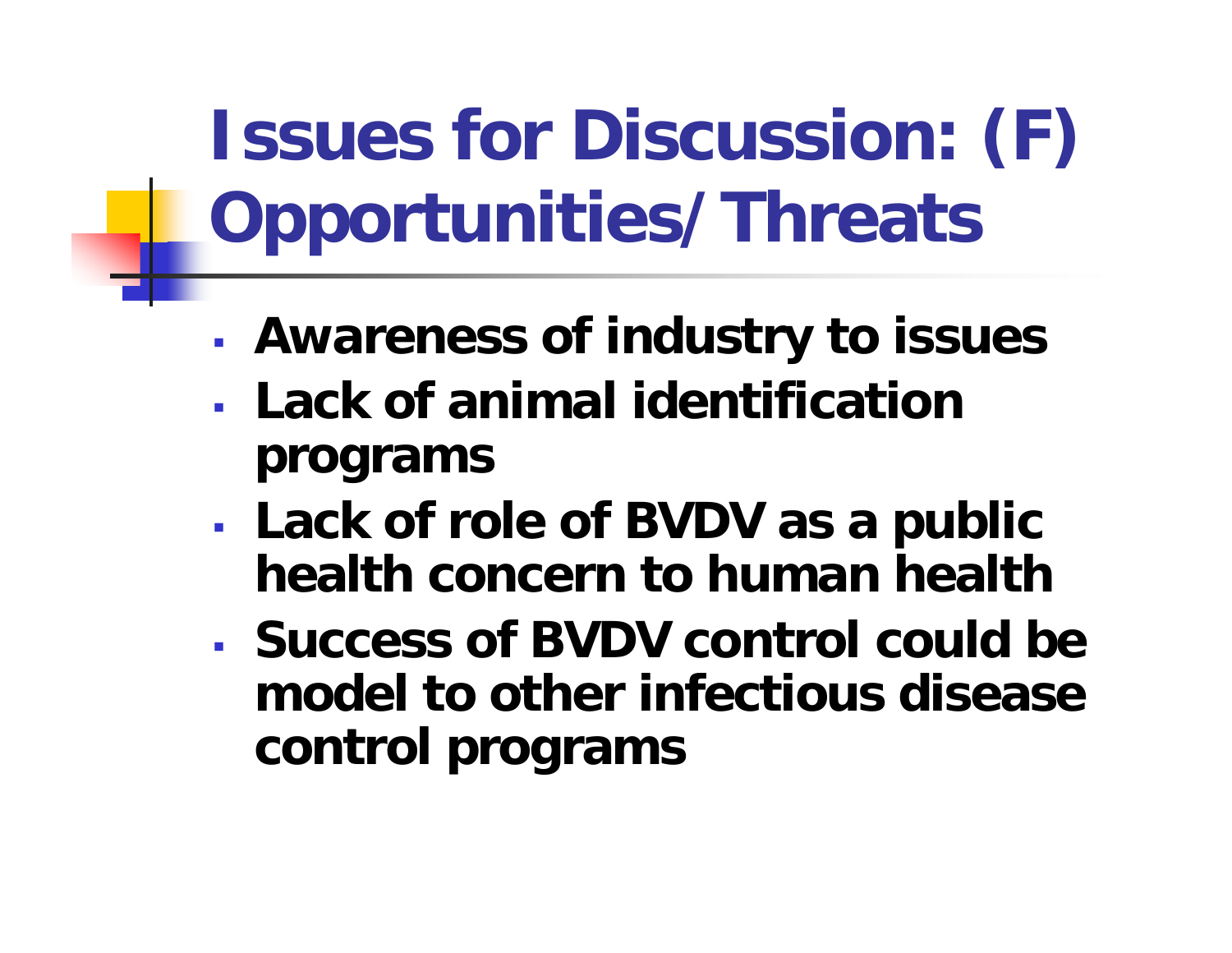# Issues for Discussion: (F) Opportunities/Threats

- **Awareness of industry to issues**
- **Lack of animal identification programs**
- **Lack of role of BVDV as a public health concern to human health**
- **Success of BVDV control could be model to other infectious disease control programs**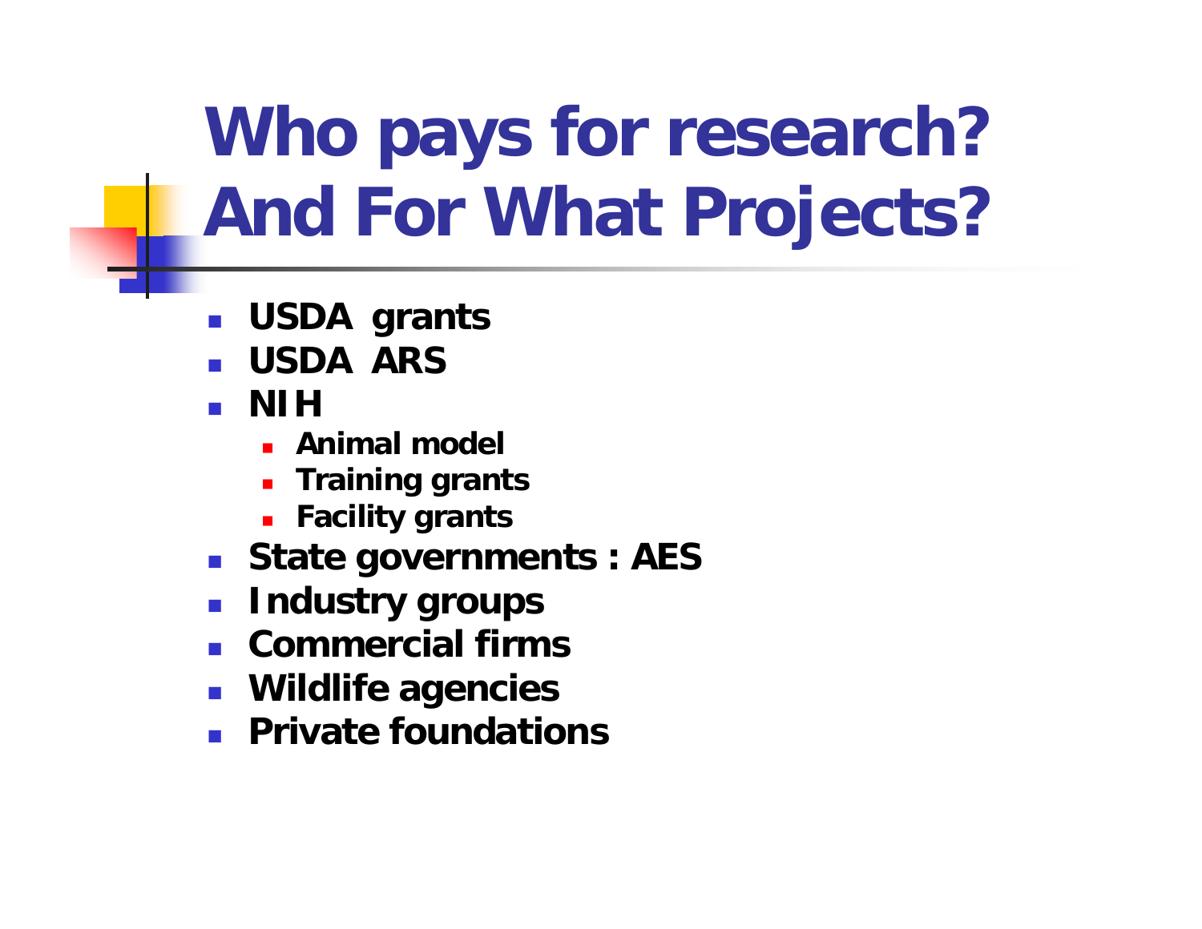# Who pays for research? And For What Projects?

- USDA grants
- USDA ARS
- NIH
  - Animal model
  - Training grants
  - Facility grants
- State governments : AES
- Industry groups
- Commercial firms
- Wildlife agencies
- Private foundations